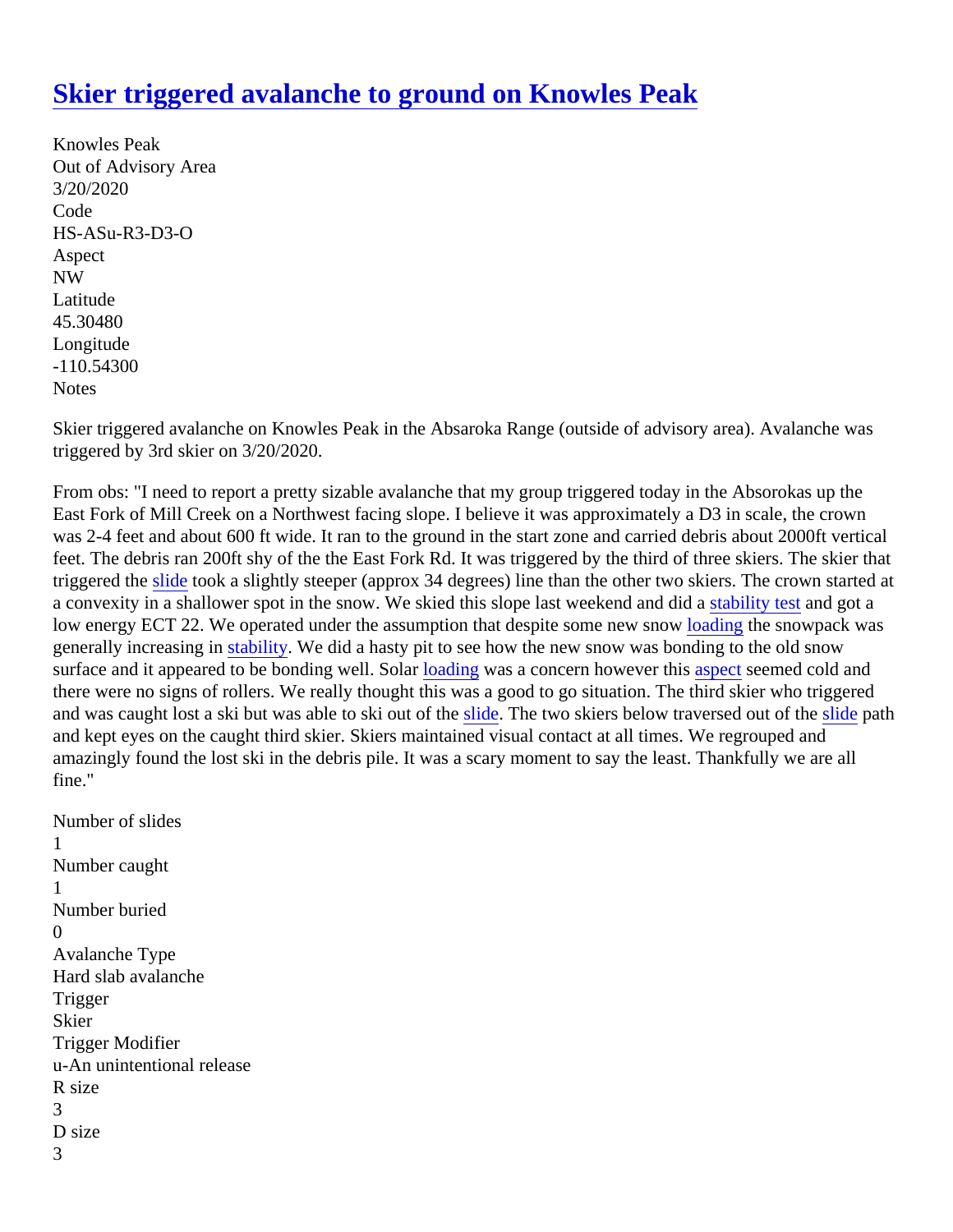# Skier triggered avalanche to ground on Knowles Peak

Knowles Peak
Out of Advisory Area
3/20/2020
Code
HS-ASu-R3-D3-O
Aspect
NW
Latitude
45.30480
Longitude
-110.54300
Notes

Skier triggered avalanche on Knowles Peak in the Absaroka Range (outside of advisory area). Avalanche was triggered by 3rd skier on 3/20/2020.

From obs: "I need to report a pretty sizable avalanche that my group triggered today in the Absorokas up the East Fork of Mill Creek on a Northwest facing slope. I believe it was approximately a D3 in scale, the crown was 2-4 feet and about 600 ft wide. It ran to the ground in the start zone and carried debris about 2000ft vertical feet. The debris ran 200ft shy of the the East Fork Rd. It was triggered by the third of three skiers. The skier that triggered the slide took a slightly steeper (approx 34 degrees) line than the other two skiers. The crown started at a convexity in a shallower spot in the snow. We skied this slope last weekend and did a stability test and got a low energy ECT 22. We operated under the assumption that despite some new snow loading the snowpack was generally increasing in stability. We did a hasty pit to see how the new snow was bonding to the old snow surface and it appeared to be bonding well. Solar loading was a concern however this aspect seemed cold and there were no signs of rollers. We really thought this was a good to go situation. The third skier who triggered and was caught lost a ski but was able to ski out of the slide. The two skiers below traversed out of the slide path and kept eyes on the caught third skier. Skiers maintained visual contact at all times. We regrouped and amazingly found the lost ski in the debris pile. It was a scary moment to say the least. Thankfully we are all fine."

Number of slides
1
Number caught
1
Number buried
0
Avalanche Type
Hard slab avalanche
Trigger
Skier
Trigger Modifier
u-An unintentional release
R size
3
D size
3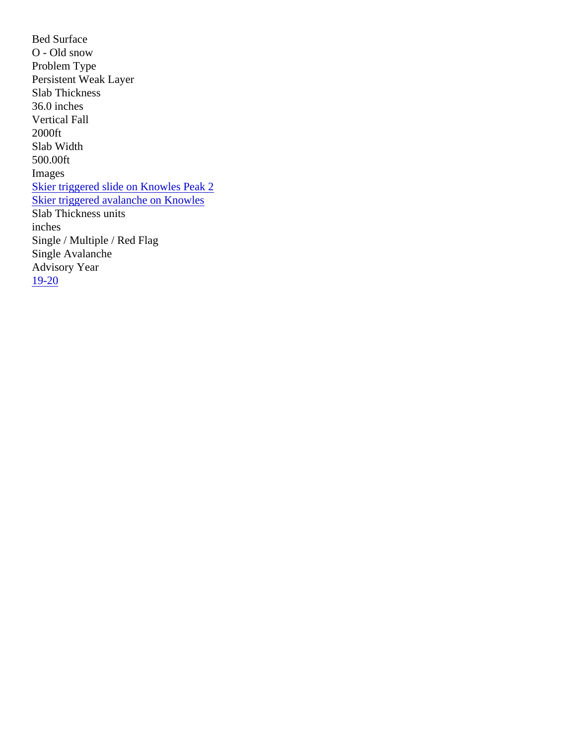Bed Surface
O - Old snow
Problem Type
Persistent Weak Layer
Slab Thickness
36.0 inches
Vertical Fall
2000ft
Slab Width
500.00ft
Images
Skier triggered slide on Knowles Peak 2
Skier triggered avalanche on Knowles
Slab Thickness units
inches
Single / Multiple / Red Flag
Single Avalanche
Advisory Year
19-20